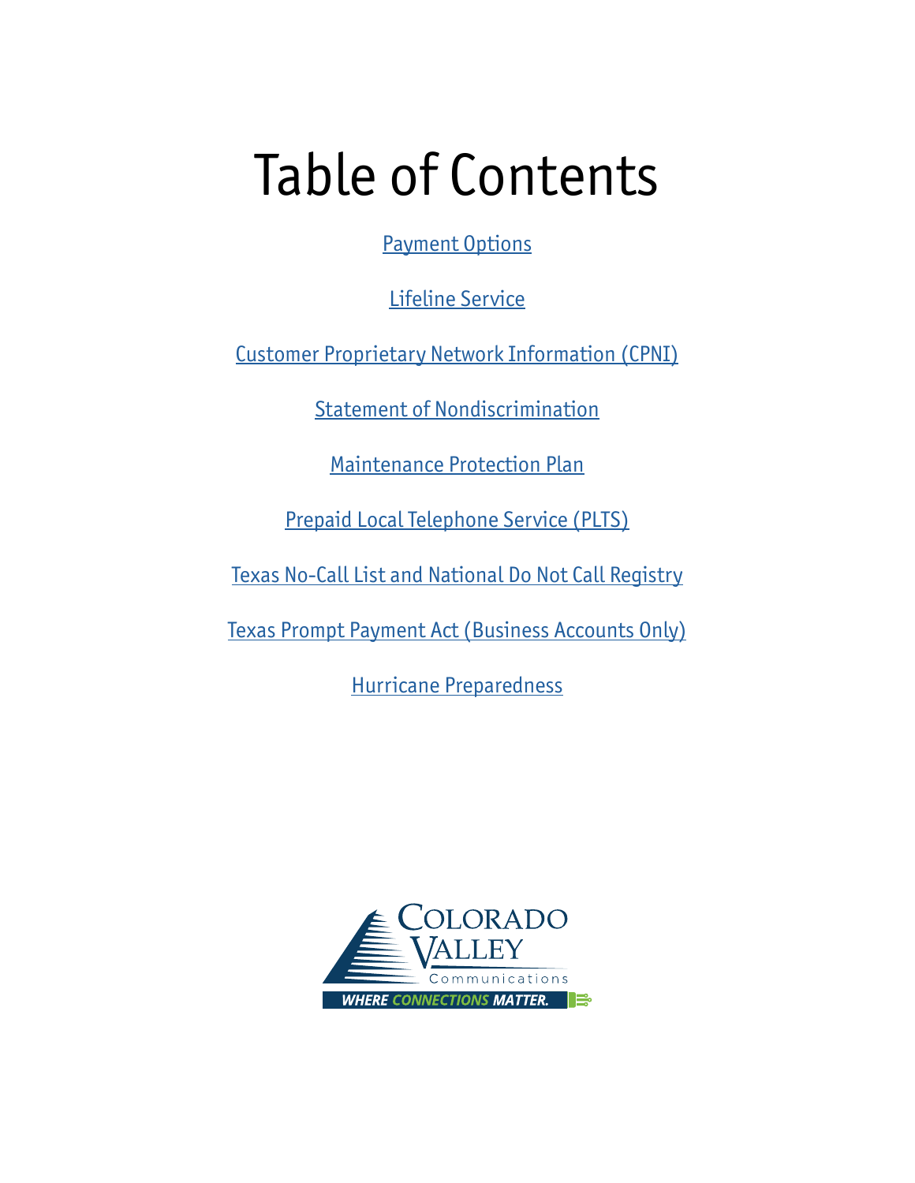# Table of Contents

Payment Options

Lifeline Service

Customer Proprietary Network Information (CPNI)

Statement of Nondiscrimination

Maintenance Protection Plan

Prepaid Local Telephone Service (PLTS)

Texas No-Call List and National Do Not Call Registry

Texas Prompt Payment Act (Business Accounts Only)

Hurricane Preparedness

Colorado Valley Communications

WHERE CONNECTIONS MATTER.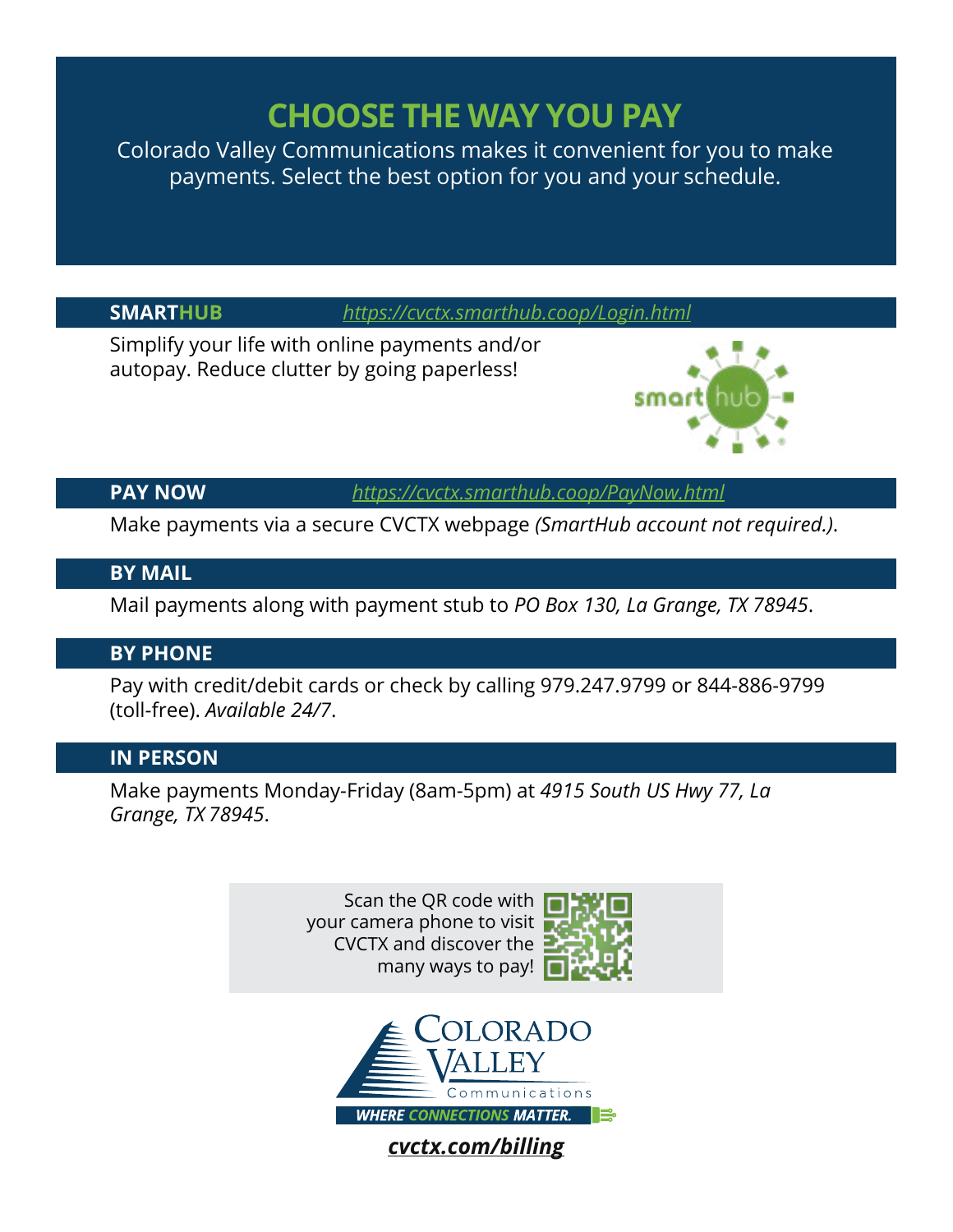# CHOOSE THE WAY YOU PAY

Colorado Valley Communications makes it convenient for you to make payments. Select the best option for you and your schedule.

## SMARTHUB

https://cvctx.smarthub.coop/Login.html

Simplify your life with online payments and/or autopay. Reduce clutter by going paperless!

## PAY NOW

https://cvctx.smarthub.coop/PayNow.html

Make payments via a secure CVCTX webpage *(SmartHub account not required.)*.

## BY MAIL

Mail payments along with payment stub to *PO Box 130, La Grange, TX 78945*.

## BY PHONE

Pay with credit/debit cards or check by calling 979.247.9799 or 844-886-9799 (toll-free). *Available 24/7*.

## IN PERSON

Make payments Monday-Friday (8am-5pm) at *4915 South US Hwy 77, La Grange, TX 78945*.

Scan the QR code with your camera phone to visit CVCTX and discover the many ways to pay!

COLORADO VALLEY Communications

WHERE CONNECTIONS MATTER.

***cvctx.com/billing***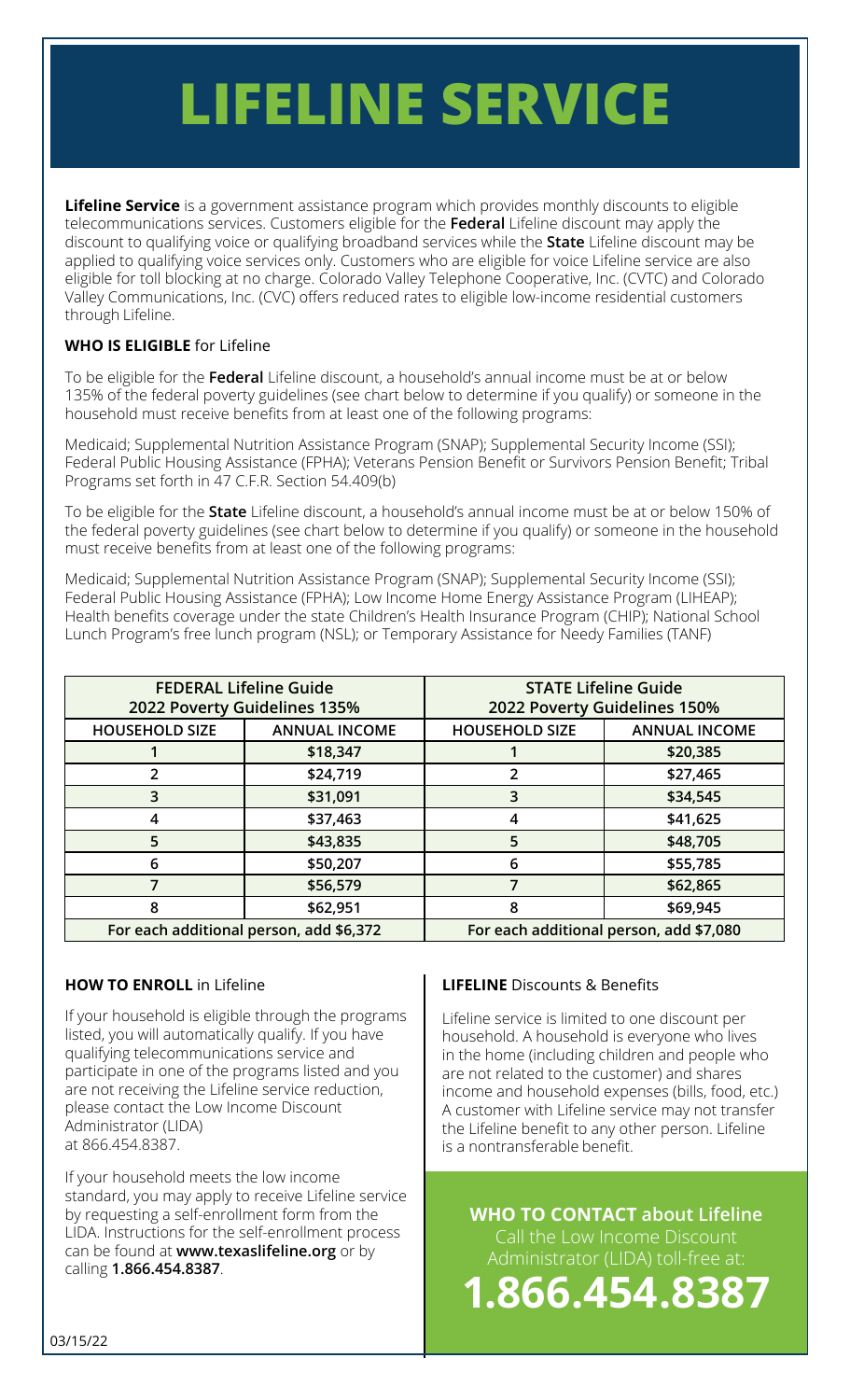# LIFELINE SERVICE

**Lifeline Service** is a government assistance program which provides monthly discounts to eligible telecommunications services. Customers eligible for the **Federal** Lifeline discount may apply the discount to qualifying voice or qualifying broadband services while the **State** Lifeline discount may be applied to qualifying voice services only. Customers who are eligible for voice Lifeline service are also eligible for toll blocking at no charge. Colorado Valley Telephone Cooperative, Inc. (CVTC) and Colorado Valley Communications, Inc. (CVC) offers reduced rates to eligible low-income residential customers through Lifeline.

**WHO IS ELIGIBLE** for Lifeline

To be eligible for the **Federal** Lifeline discount, a household's annual income must be at or below 135% of the federal poverty guidelines (see chart below to determine if you qualify) or someone in the household must receive benefits from at least one of the following programs:

Medicaid; Supplemental Nutrition Assistance Program (SNAP); Supplemental Security Income (SSI); Federal Public Housing Assistance (FPHA); Veterans Pension Benefit or Survivors Pension Benefit; Tribal Programs set forth in 47 C.F.R. Section 54.409(b)

To be eligible for the **State** Lifeline discount, a household's annual income must be at or below 150% of the federal poverty guidelines (see chart below to determine if you qualify) or someone in the household must receive benefits from at least one of the following programs:

Medicaid; Supplemental Nutrition Assistance Program (SNAP); Supplemental Security Income (SSI); Federal Public Housing Assistance (FPHA); Low Income Home Energy Assistance Program (LIHEAP); Health benefits coverage under the state Children's Health Insurance Program (CHIP); National School Lunch Program's free lunch program (NSL); or Temporary Assistance for Needy Families (TANF)

| FEDERAL Lifeline Guide 2022 Poverty Guidelines 135% | | STATE Lifeline Guide 2022 Poverty Guidelines 150% | |
|---|---|---|---|
| **HOUSEHOLD SIZE** | **ANNUAL INCOME** | **HOUSEHOLD SIZE** | **ANNUAL INCOME** |
| 1 | $18,347 | 1 | $20,385 |
| 2 | $24,719 | 2 | $27,465 |
| 3 | $31,091 | 3 | $34,545 |
| 4 | $37,463 | 4 | $41,625 |
| 5 | $43,835 | 5 | $48,705 |
| 6 | $50,207 | 6 | $55,785 |
| 7 | $56,579 | 7 | $62,865 |
| 8 | $62,951 | 8 | $69,945 |
| For each additional person, add $6,372 | | For each additional person, add $7,080 | |

**HOW TO ENROLL** in Lifeline

If your household is eligible through the programs listed, you will automatically qualify. If you have qualifying telecommunications service and participate in one of the programs listed and you are not receiving the Lifeline service reduction, please contact the Low Income Discount Administrator (LIDA) at 866.454.8387.

If your household meets the low income standard, you may apply to receive Lifeline service by requesting a self-enrollment form from the LIDA. Instructions for the self-enrollment process can be found at **www.texaslifeline.org** or by calling **1.866.454.8387**.

**LIFELINE** Discounts & Benefits

Lifeline service is limited to one discount per household. A household is everyone who lives in the home (including children and people who are not related to the customer) and shares income and household expenses (bills, food, etc.) A customer with Lifeline service may not transfer the Lifeline benefit to any other person. Lifeline is a nontransferable benefit.

**WHO TO CONTACT about Lifeline**

Call the Low Income Discount Administrator (LIDA) toll-free at:

**1.866.454.8387**

03/15/22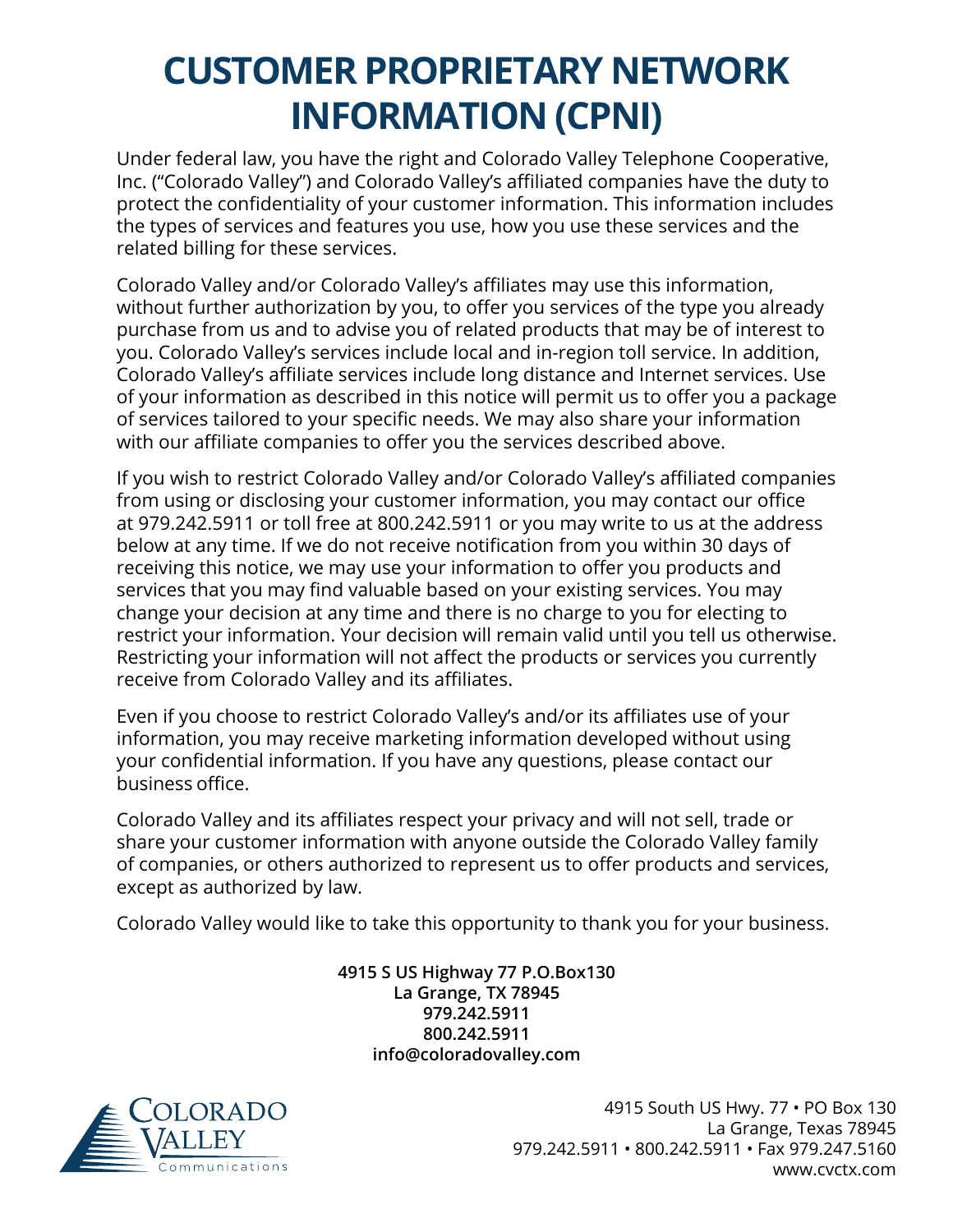# CUSTOMER PROPRIETARY NETWORK INFORMATION (CPNI)

Under federal law, you have the right and Colorado Valley Telephone Cooperative, Inc. ("Colorado Valley") and Colorado Valley's affiliated companies have the duty to protect the confidentiality of your customer information. This information includes the types of services and features you use, how you use these services and the related billing for these services.

Colorado Valley and/or Colorado Valley's affiliates may use this information, without further authorization by you, to offer you services of the type you already purchase from us and to advise you of related products that may be of interest to you. Colorado Valley's services include local and in-region toll service. In addition, Colorado Valley's affiliate services include long distance and Internet services. Use of your information as described in this notice will permit us to offer you a package of services tailored to your specific needs. We may also share your information with our affiliate companies to offer you the services described above.

If you wish to restrict Colorado Valley and/or Colorado Valley's affiliated companies from using or disclosing your customer information, you may contact our office at 979.242.5911 or toll free at 800.242.5911 or you may write to us at the address below at any time. If we do not receive notification from you within 30 days of receiving this notice, we may use your information to offer you products and services that you may find valuable based on your existing services. You may change your decision at any time and there is no charge to you for electing to restrict your information. Your decision will remain valid until you tell us otherwise. Restricting your information will not affect the products or services you currently receive from Colorado Valley and its affiliates.

Even if you choose to restrict Colorado Valley's and/or its affiliates use of your information, you may receive marketing information developed without using your confidential information. If you have any questions, please contact our business office.

Colorado Valley and its affiliates respect your privacy and will not sell, trade or share your customer information with anyone outside the Colorado Valley family of companies, or others authorized to represent us to offer products and services, except as authorized by law.

Colorado Valley would like to take this opportunity to thank you for your business.

**4915 S US Highway 77 P.O.Box130**
**La Grange, TX 78945**
**979.242.5911**
**800.242.5911**
**info@coloradovalley.com**

Colorado Valley Communications

4915 South US Hwy. 77 • PO Box 130
La Grange, Texas 78945
979.242.5911 • 800.242.5911 • Fax 979.247.5160
www.cvctx.com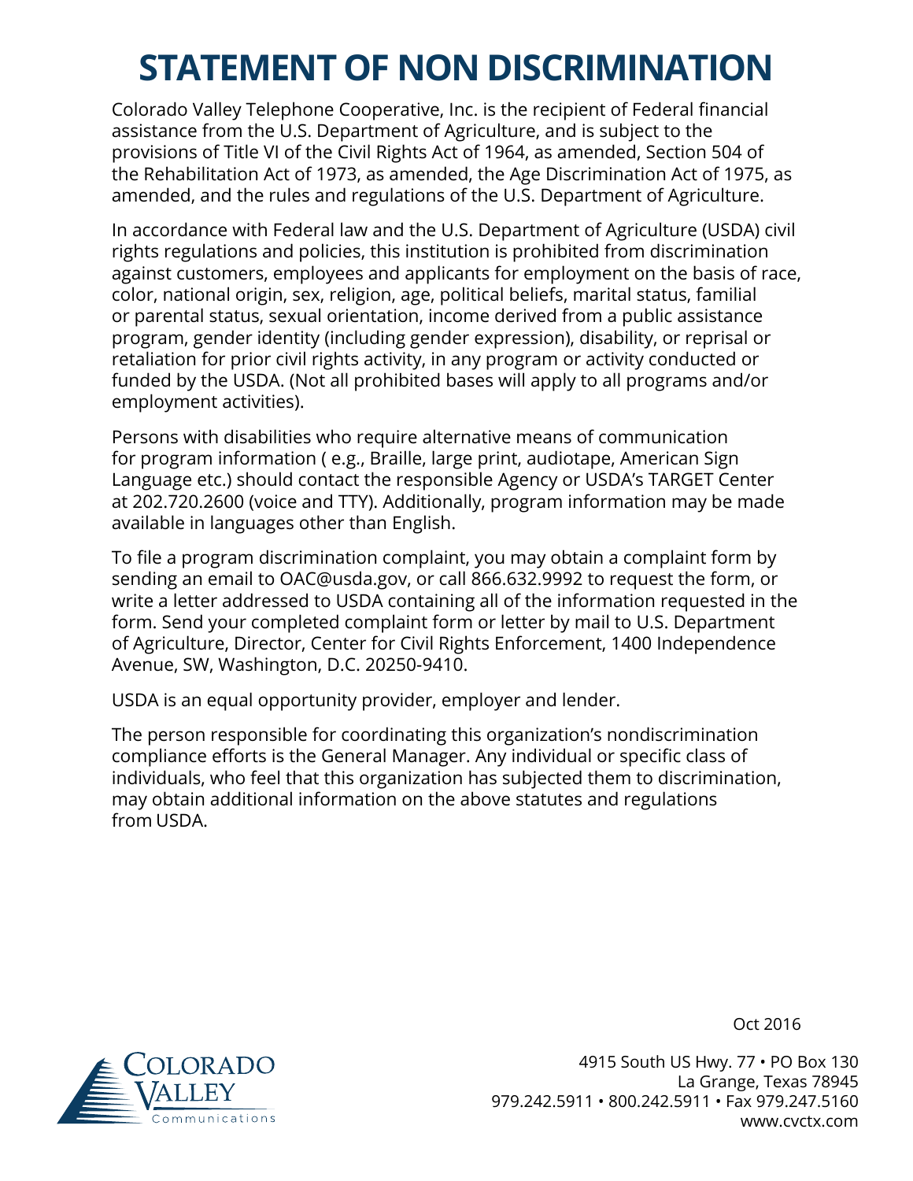# STATEMENT OF NON DISCRIMINATION

Colorado Valley Telephone Cooperative, Inc. is the recipient of Federal financial assistance from the U.S. Department of Agriculture, and is subject to the provisions of Title VI of the Civil Rights Act of 1964, as amended, Section 504 of the Rehabilitation Act of 1973, as amended, the Age Discrimination Act of 1975, as amended, and the rules and regulations of the U.S. Department of Agriculture.

In accordance with Federal law and the U.S. Department of Agriculture (USDA) civil rights regulations and policies, this institution is prohibited from discrimination against customers, employees and applicants for employment on the basis of race, color, national origin, sex, religion, age, political beliefs, marital status, familial or parental status, sexual orientation, income derived from a public assistance program, gender identity (including gender expression), disability, or reprisal or retaliation for prior civil rights activity, in any program or activity conducted or funded by the USDA. (Not all prohibited bases will apply to all programs and/or employment activities).

Persons with disabilities who require alternative means of communication for program information ( e.g., Braille, large print, audiotape, American Sign Language etc.) should contact the responsible Agency or USDA's TARGET Center at 202.720.2600 (voice and TTY). Additionally, program information may be made available in languages other than English.

To file a program discrimination complaint, you may obtain a complaint form by sending an email to OAC@usda.gov, or call 866.632.9992 to request the form, or write a letter addressed to USDA containing all of the information requested in the form. Send your completed complaint form or letter by mail to U.S. Department of Agriculture, Director, Center for Civil Rights Enforcement, 1400 Independence Avenue, SW, Washington, D.C. 20250-9410.

USDA is an equal opportunity provider, employer and lender.

The person responsible for coordinating this organization's nondiscrimination compliance efforts is the General Manager. Any individual or specific class of individuals, who feel that this organization has subjected them to discrimination, may obtain additional information on the above statutes and regulations from USDA.

Oct 2016

Colorado Valley Communications

4915 South US Hwy. 77 • PO Box 130
La Grange, Texas 78945
979.242.5911 • 800.242.5911 • Fax 979.247.5160
www.cvctx.com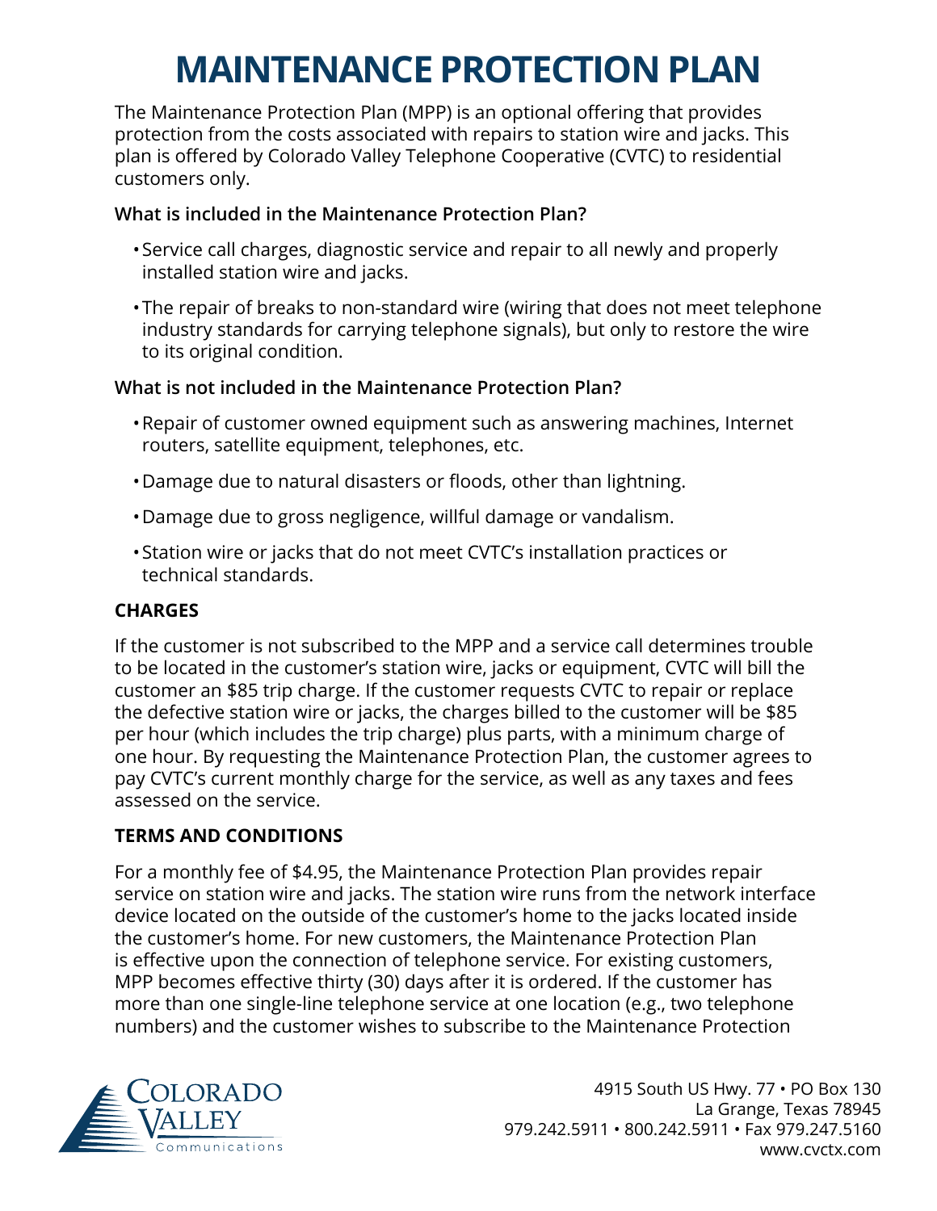# MAINTENANCE PROTECTION PLAN

The Maintenance Protection Plan (MPP) is an optional offering that provides protection from the costs associated with repairs to station wire and jacks. This plan is offered by Colorado Valley Telephone Cooperative (CVTC) to residential customers only.

**What is included in the Maintenance Protection Plan?**

- Service call charges, diagnostic service and repair to all newly and properly installed station wire and jacks.
- The repair of breaks to non-standard wire (wiring that does not meet telephone industry standards for carrying telephone signals), but only to restore the wire to its original condition.

**What is not included in the Maintenance Protection Plan?**

- Repair of customer owned equipment such as answering machines, Internet routers, satellite equipment, telephones, etc.
- Damage due to natural disasters or floods, other than lightning.
- Damage due to gross negligence, willful damage or vandalism.
- Station wire or jacks that do not meet CVTC's installation practices or technical standards.

**CHARGES**

If the customer is not subscribed to the MPP and a service call determines trouble to be located in the customer's station wire, jacks or equipment, CVTC will bill the customer an $85 trip charge. If the customer requests CVTC to repair or replace the defective station wire or jacks, the charges billed to the customer will be $85 per hour (which includes the trip charge) plus parts, with a minimum charge of one hour. By requesting the Maintenance Protection Plan, the customer agrees to pay CVTC's current monthly charge for the service, as well as any taxes and fees assessed on the service.

**TERMS AND CONDITIONS**

For a monthly fee of $4.95, the Maintenance Protection Plan provides repair service on station wire and jacks. The station wire runs from the network interface device located on the outside of the customer's home to the jacks located inside the customer's home. For new customers, the Maintenance Protection Plan is effective upon the connection of telephone service. For existing customers, MPP becomes effective thirty (30) days after it is ordered. If the customer has more than one single-line telephone service at one location (e.g., two telephone numbers) and the customer wishes to subscribe to the Maintenance Protection

Colorado Valley Communications

4915 South US Hwy. 77 • PO Box 130
La Grange, Texas 78945
979.242.5911 • 800.242.5911 • Fax 979.247.5160
www.cvctx.com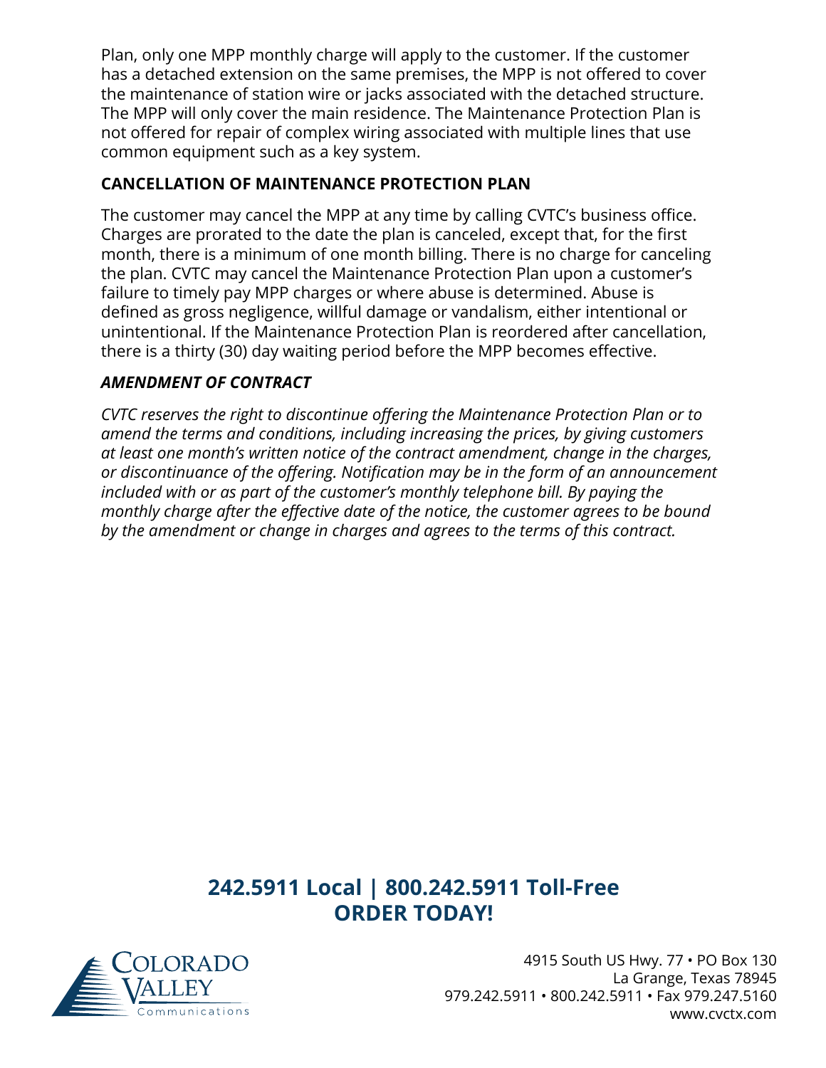Plan, only one MPP monthly charge will apply to the customer. If the customer has a detached extension on the same premises, the MPP is not offered to cover the maintenance of station wire or jacks associated with the detached structure. The MPP will only cover the main residence. The Maintenance Protection Plan is not offered for repair of complex wiring associated with multiple lines that use common equipment such as a key system.

**CANCELLATION OF MAINTENANCE PROTECTION PLAN**

The customer may cancel the MPP at any time by calling CVTC's business office. Charges are prorated to the date the plan is canceled, except that, for the first month, there is a minimum of one month billing. There is no charge for canceling the plan. CVTC may cancel the Maintenance Protection Plan upon a customer's failure to timely pay MPP charges or where abuse is determined. Abuse is defined as gross negligence, willful damage or vandalism, either intentional or unintentional. If the Maintenance Protection Plan is reordered after cancellation, there is a thirty (30) day waiting period before the MPP becomes effective.

***AMENDMENT OF CONTRACT***

*CVTC reserves the right to discontinue offering the Maintenance Protection Plan or to amend the terms and conditions, including increasing the prices, by giving customers at least one month's written notice of the contract amendment, change in the charges, or discontinuance of the offering. Notification may be in the form of an announcement included with or as part of the customer's monthly telephone bill. By paying the monthly charge after the effective date of the notice, the customer agrees to be bound by the amendment or change in charges and agrees to the terms of this contract.*

**242.5911 Local | 800.242.5911 Toll-Free**
**ORDER TODAY!**

Colorado Valley Communications

4915 South US Hwy. 77 • PO Box 130
La Grange, Texas 78945
979.242.5911 • 800.242.5911 • Fax 979.247.5160
www.cvctx.com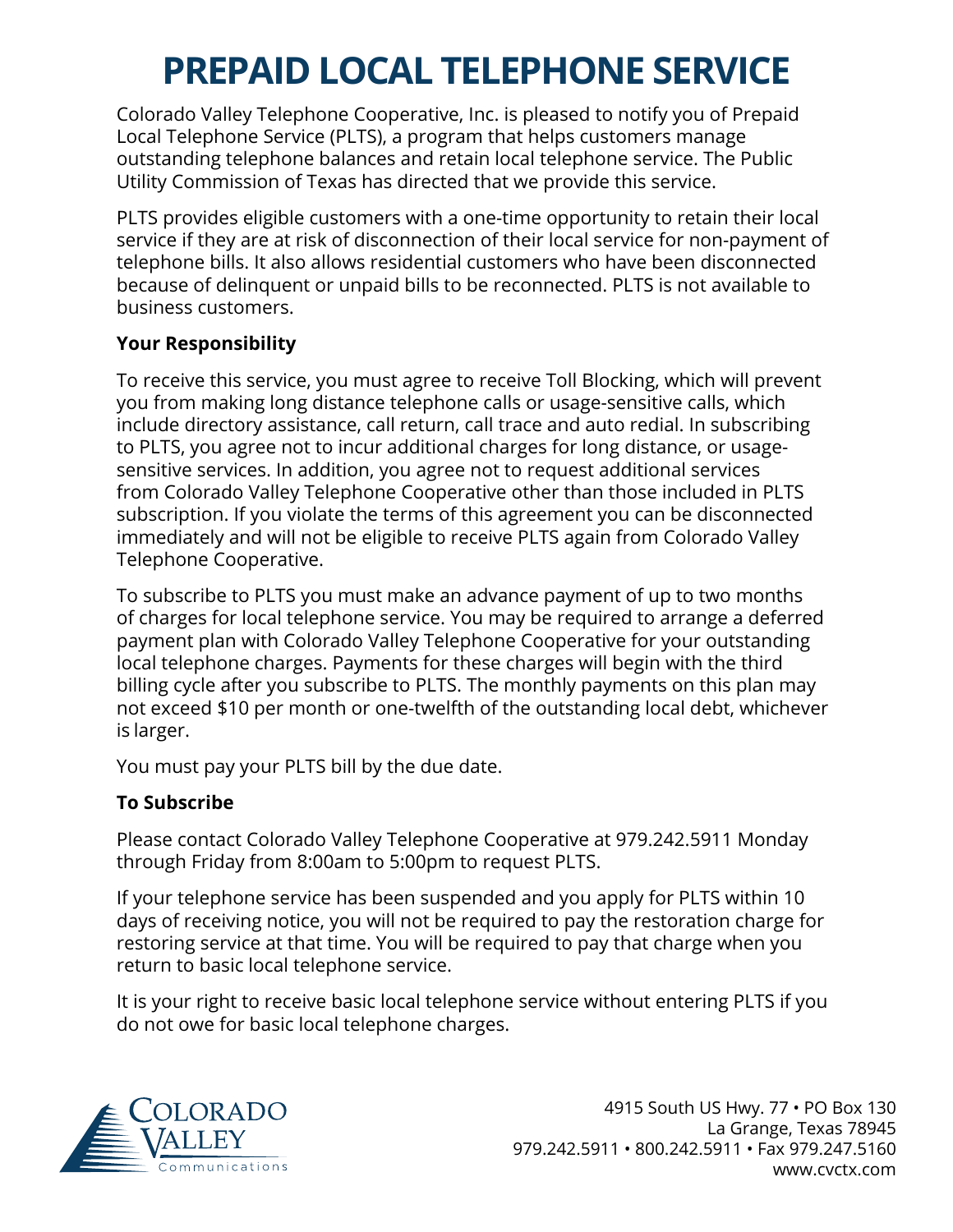# PREPAID LOCAL TELEPHONE SERVICE

Colorado Valley Telephone Cooperative, Inc. is pleased to notify you of Prepaid Local Telephone Service (PLTS), a program that helps customers manage outstanding telephone balances and retain local telephone service. The Public Utility Commission of Texas has directed that we provide this service.

PLTS provides eligible customers with a one-time opportunity to retain their local service if they are at risk of disconnection of their local service for non-payment of telephone bills. It also allows residential customers who have been disconnected because of delinquent or unpaid bills to be reconnected. PLTS is not available to business customers.

**Your Responsibility**

To receive this service, you must agree to receive Toll Blocking, which will prevent you from making long distance telephone calls or usage-sensitive calls, which include directory assistance, call return, call trace and auto redial. In subscribing to PLTS, you agree not to incur additional charges for long distance, or usage-sensitive services. In addition, you agree not to request additional services from Colorado Valley Telephone Cooperative other than those included in PLTS subscription. If you violate the terms of this agreement you can be disconnected immediately and will not be eligible to receive PLTS again from Colorado Valley Telephone Cooperative.

To subscribe to PLTS you must make an advance payment of up to two months of charges for local telephone service. You may be required to arrange a deferred payment plan with Colorado Valley Telephone Cooperative for your outstanding local telephone charges. Payments for these charges will begin with the third billing cycle after you subscribe to PLTS. The monthly payments on this plan may not exceed $10 per month or one-twelfth of the outstanding local debt, whichever is larger.

You must pay your PLTS bill by the due date.

**To Subscribe**

Please contact Colorado Valley Telephone Cooperative at 979.242.5911 Monday through Friday from 8:00am to 5:00pm to request PLTS.

If your telephone service has been suspended and you apply for PLTS within 10 days of receiving notice, you will not be required to pay the restoration charge for restoring service at that time. You will be required to pay that charge when you return to basic local telephone service.

It is your right to receive basic local telephone service without entering PLTS if you do not owe for basic local telephone charges.

Colorado Valley Communications

4915 South US Hwy. 77 • PO Box 130
La Grange, Texas 78945
979.242.5911 • 800.242.5911 • Fax 979.247.5160
www.cvctx.com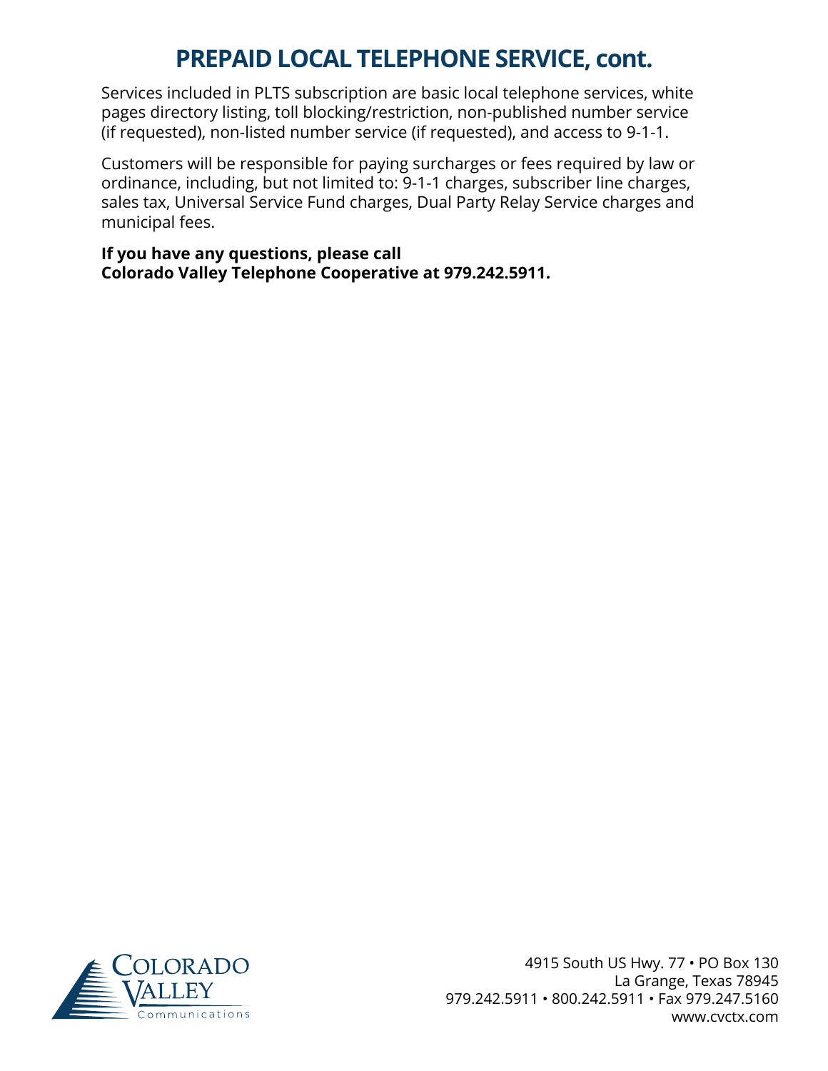# PREPAID LOCAL TELEPHONE SERVICE, cont.

Services included in PLTS subscription are basic local telephone services, white pages directory listing, toll blocking/restriction, non-published number service (if requested), non-listed number service (if requested), and access to 9-1-1.

Customers will be responsible for paying surcharges or fees required by law or ordinance, including, but not limited to: 9-1-1 charges, subscriber line charges, sales tax, Universal Service Fund charges, Dual Party Relay Service charges and municipal fees.

**If you have any questions, please call**
**Colorado Valley Telephone Cooperative at 979.242.5911.**

Colorado Valley Communications

4915 South US Hwy. 77 • PO Box 130
La Grange, Texas 78945
979.242.5911 • 800.242.5911 • Fax 979.247.5160
www.cvctx.com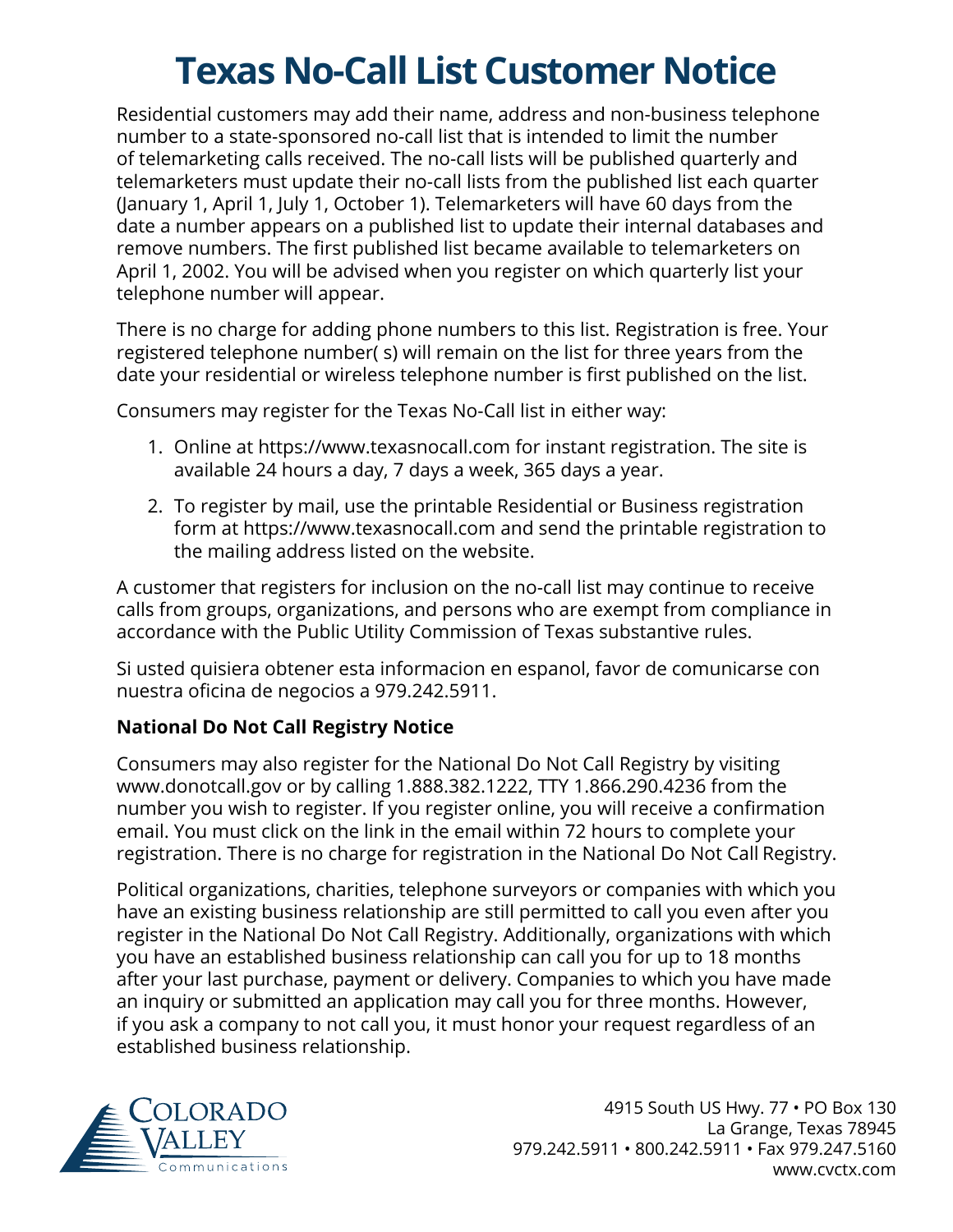# Texas No-Call List Customer Notice

Residential customers may add their name, address and non-business telephone number to a state-sponsored no-call list that is intended to limit the number of telemarketing calls received. The no-call lists will be published quarterly and telemarketers must update their no-call lists from the published list each quarter (January 1, April 1, July 1, October 1). Telemarketers will have 60 days from the date a number appears on a published list to update their internal databases and remove numbers. The first published list became available to telemarketers on April 1, 2002. You will be advised when you register on which quarterly list your telephone number will appear.

There is no charge for adding phone numbers to this list. Registration is free. Your registered telephone number( s) will remain on the list for three years from the date your residential or wireless telephone number is first published on the list.

Consumers may register for the Texas No-Call list in either way:

1. Online at https://www.texasnocall.com for instant registration. The site is available 24 hours a day, 7 days a week, 365 days a year.
2. To register by mail, use the printable Residential or Business registration form at https://www.texasnocall.com and send the printable registration to the mailing address listed on the website.

A customer that registers for inclusion on the no-call list may continue to receive calls from groups, organizations, and persons who are exempt from compliance in accordance with the Public Utility Commission of Texas substantive rules.

Si usted quisiera obtener esta informacion en espanol, favor de comunicarse con nuestra oficina de negocios a 979.242.5911.

**National Do Not Call Registry Notice**

Consumers may also register for the National Do Not Call Registry by visiting www.donotcall.gov or by calling 1.888.382.1222, TTY 1.866.290.4236 from the number you wish to register. If you register online, you will receive a confirmation email. You must click on the link in the email within 72 hours to complete your registration. There is no charge for registration in the National Do Not Call Registry.

Political organizations, charities, telephone surveyors or companies with which you have an existing business relationship are still permitted to call you even after you register in the National Do Not Call Registry. Additionally, organizations with which you have an established business relationship can call you for up to 18 months after your last purchase, payment or delivery. Companies to which you have made an inquiry or submitted an application may call you for three months. However, if you ask a company to not call you, it must honor your request regardless of an established business relationship.

Colorado Valley Communications

4915 South US Hwy. 77 • PO Box 130
La Grange, Texas 78945
979.242.5911 • 800.242.5911 • Fax 979.247.5160
www.cvctx.com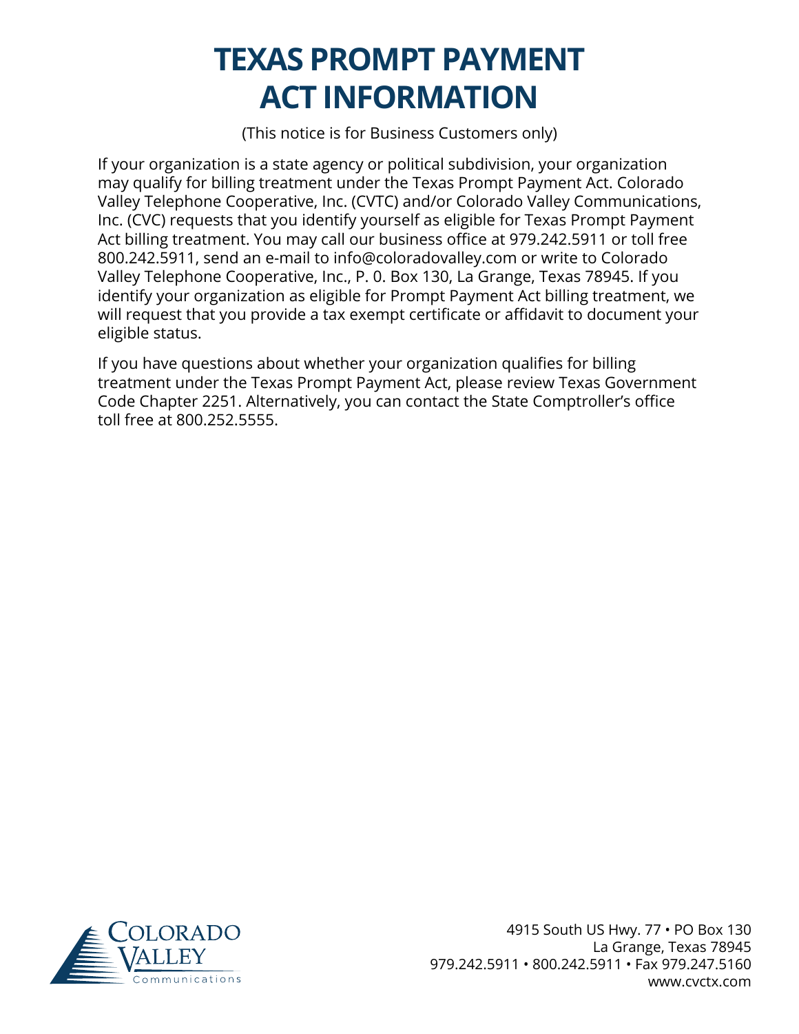# TEXAS PROMPT PAYMENT ACT INFORMATION

(This notice is for Business Customers only)

If your organization is a state agency or political subdivision, your organization may qualify for billing treatment under the Texas Prompt Payment Act. Colorado Valley Telephone Cooperative, Inc. (CVTC) and/or Colorado Valley Communications, Inc. (CVC) requests that you identify yourself as eligible for Texas Prompt Payment Act billing treatment. You may call our business office at 979.242.5911 or toll free 800.242.5911, send an e-mail to info@coloradovalley.com or write to Colorado Valley Telephone Cooperative, Inc., P. 0. Box 130, La Grange, Texas 78945. If you identify your organization as eligible for Prompt Payment Act billing treatment, we will request that you provide a tax exempt certificate or affidavit to document your eligible status.

If you have questions about whether your organization qualifies for billing treatment under the Texas Prompt Payment Act, please review Texas Government Code Chapter 2251. Alternatively, you can contact the State Comptroller's office toll free at 800.252.5555.

Colorado Valley Communications

4915 South US Hwy. 77 • PO Box 130
La Grange, Texas 78945
979.242.5911 • 800.242.5911 • Fax 979.247.5160
www.cvctx.com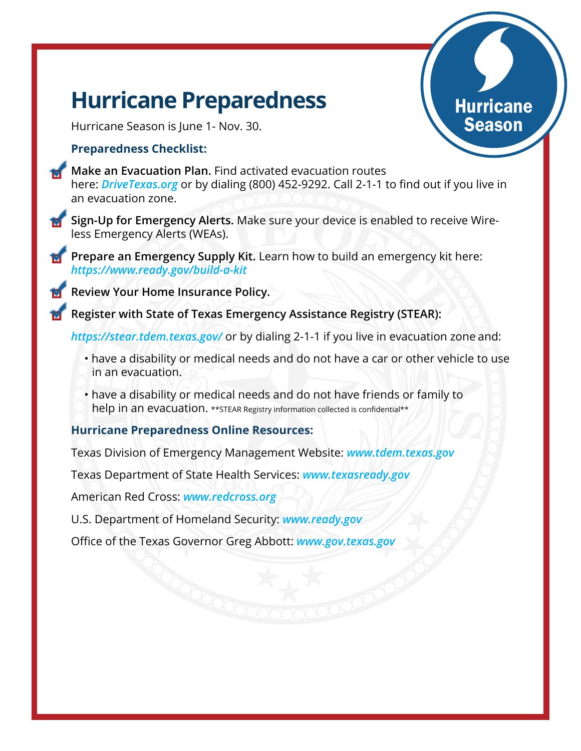# Hurricane Preparedness

Hurricane Season

Hurricane Season is June 1- Nov. 30.

### Preparedness Checklist:

- **Make an Evacuation Plan.** Find activated evacuation routes here: ***DriveTexas.org*** or by dialing (800) 452-9292. Call 2-1-1 to find out if you live in an evacuation zone.
- **Sign-Up for Emergency Alerts.** Make sure your device is enabled to receive Wireless Emergency Alerts (WEAs).
- **Prepare an Emergency Supply Kit.** Learn how to build an emergency kit here: ***https://www.ready.gov/build-a-kit***
- **Review Your Home Insurance Policy.**
- **Register with State of Texas Emergency Assistance Registry (STEAR):**

***https://stear.tdem.texas.gov/*** or by dialing 2-1-1 if you live in evacuation zone and:

- have a disability or medical needs and do not have a car or other vehicle to use in an evacuation.
- have a disability or medical needs and do not have friends or family to help in an evacuation. **STEAR Registry information collected is confidential**

### Hurricane Preparedness Online Resources:

Texas Division of Emergency Management Website: ***www.tdem.texas.gov***

Texas Department of State Health Services: ***www.texasready.gov***

American Red Cross: ***www.redcross.org***

U.S. Department of Homeland Security: ***www.ready.gov***

Office of the Texas Governor Greg Abbott: ***www.gov.texas.gov***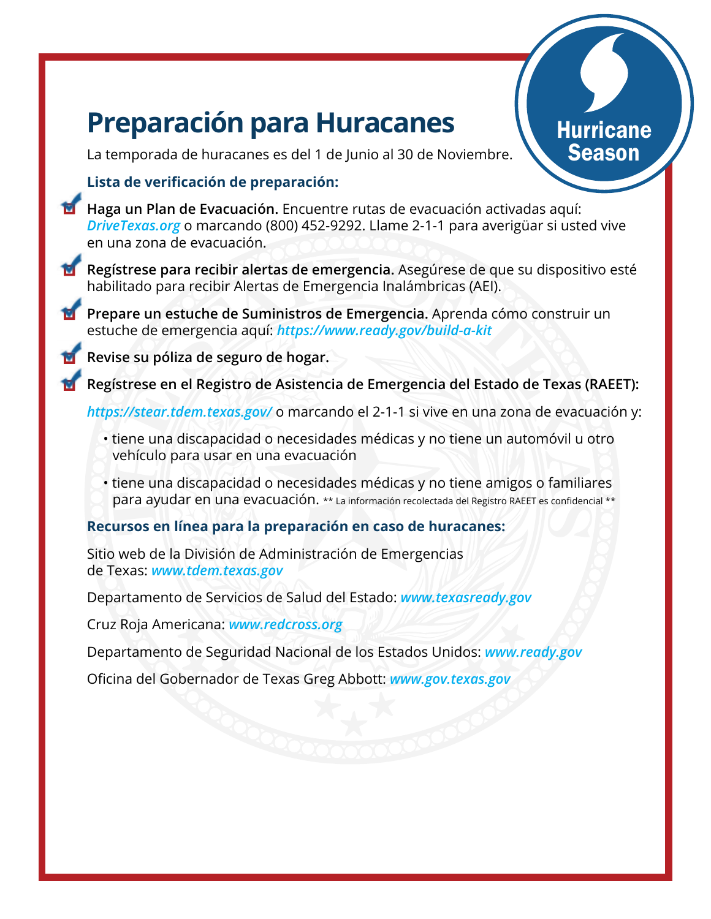# Preparación para Huracanes

Hurricane Season

La temporada de huracanes es del 1 de Junio al 30 de Noviembre.

**Lista de verificación de preparación:**

- **Haga un Plan de Evacuación.** Encuentre rutas de evacuación activadas aquí: ***DriveTexas.org*** o marcando (800) 452-9292. Llame 2-1-1 para averigüar si usted vive en una zona de evacuación.
- **Regístrese para recibir alertas de emergencia.** Asegúrese de que su dispositivo esté habilitado para recibir Alertas de Emergencia Inalámbricas (AEI).
- **Prepare un estuche de Suministros de Emergencia.** Aprenda cómo construir un estuche de emergencia aquí: ***https://www.ready.gov/build-a-kit***
- **Revise su póliza de seguro de hogar.**
- **Regístrese en el Registro de Asistencia de Emergencia del Estado de Texas (RAEET):**

***https://stear.tdem.texas.gov/*** o marcando el 2-1-1 si vive en una zona de evacuación y:

- tiene una discapacidad o necesidades médicas y no tiene un automóvil u otro vehículo para usar en una evacuación
- tiene una discapacidad o necesidades médicas y no tiene amigos o familiares para ayudar en una evacuación. ** La información recolectada del Registro RAEET es confidencial **

**Recursos en línea para la preparación en caso de huracanes:**

Sitio web de la División de Administración de Emergencias de Texas: ***www.tdem.texas.gov***

Departamento de Servicios de Salud del Estado: ***www.texasready.gov***

Cruz Roja Americana: ***www.redcross.org***

Departamento de Seguridad Nacional de los Estados Unidos: ***www.ready.gov***

Oficina del Gobernador de Texas Greg Abbott: ***www.gov.texas.gov***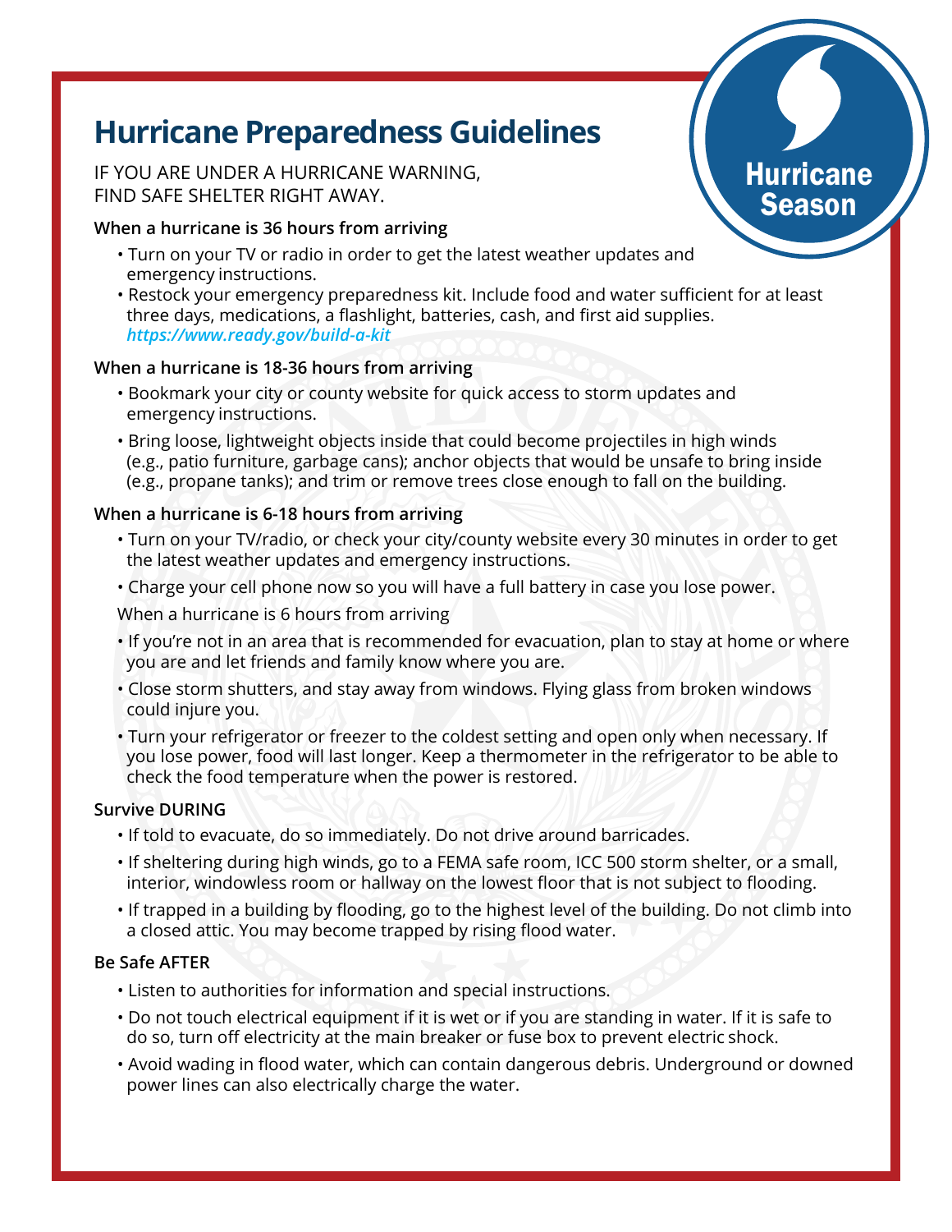# Hurricane Preparedness Guidelines

Hurricane Season

IF YOU ARE UNDER A HURRICANE WARNING,
FIND SAFE SHELTER RIGHT AWAY.

**When a hurricane is 36 hours from arriving**

- Turn on your TV or radio in order to get the latest weather updates and emergency instructions.
- Restock your emergency preparedness kit. Include food and water sufficient for at least three days, medications, a flashlight, batteries, cash, and first aid supplies. ***https://www.ready.gov/build-a-kit***

**When a hurricane is 18-36 hours from arriving**

- Bookmark your city or county website for quick access to storm updates and emergency instructions.
- Bring loose, lightweight objects inside that could become projectiles in high winds (e.g., patio furniture, garbage cans); anchor objects that would be unsafe to bring inside (e.g., propane tanks); and trim or remove trees close enough to fall on the building.

**When a hurricane is 6-18 hours from arriving**

- Turn on your TV/radio, or check your city/county website every 30 minutes in order to get the latest weather updates and emergency instructions.
- Charge your cell phone now so you will have a full battery in case you lose power.

When a hurricane is 6 hours from arriving

- If you're not in an area that is recommended for evacuation, plan to stay at home or where you are and let friends and family know where you are.
- Close storm shutters, and stay away from windows. Flying glass from broken windows could injure you.
- Turn your refrigerator or freezer to the coldest setting and open only when necessary. If you lose power, food will last longer. Keep a thermometer in the refrigerator to be able to check the food temperature when the power is restored.

**Survive DURING**

- If told to evacuate, do so immediately. Do not drive around barricades.
- If sheltering during high winds, go to a FEMA safe room, ICC 500 storm shelter, or a small, interior, windowless room or hallway on the lowest floor that is not subject to flooding.
- If trapped in a building by flooding, go to the highest level of the building. Do not climb into a closed attic. You may become trapped by rising flood water.

**Be Safe AFTER**

- Listen to authorities for information and special instructions.
- Do not touch electrical equipment if it is wet or if you are standing in water. If it is safe to do so, turn off electricity at the main breaker or fuse box to prevent electric shock.
- Avoid wading in flood water, which can contain dangerous debris. Underground or downed power lines can also electrically charge the water.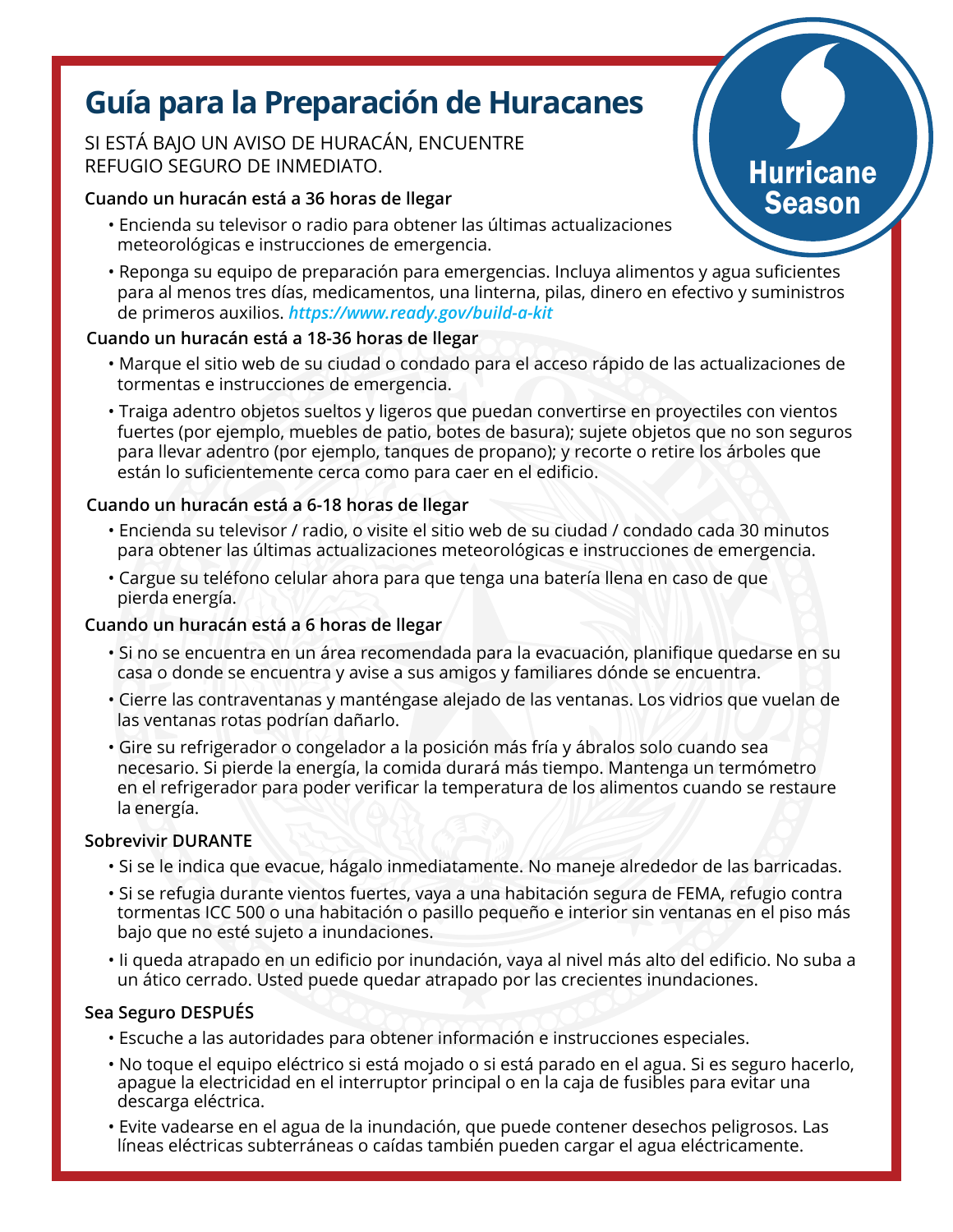# Guía para la Preparación de Huracanes

Hurricane Season

SI ESTÁ BAJO UN AVISO DE HURACÁN, ENCUENTRE REFUGIO SEGURO DE INMEDIATO.

**Cuando un huracán está a 36 horas de llegar**

- Encienda su televisor o radio para obtener las últimas actualizaciones meteorológicas e instrucciones de emergencia.
- Reponga su equipo de preparación para emergencias. Incluya alimentos y agua suficientes para al menos tres días, medicamentos, una linterna, pilas, dinero en efectivo y suministros de primeros auxilios. ***https://www.ready.gov/build-a-kit***

**Cuando un huracán está a 18-36 horas de llegar**

- Marque el sitio web de su ciudad o condado para el acceso rápido de las actualizaciones de tormentas e instrucciones de emergencia.
- Traiga adentro objetos sueltos y ligeros que puedan convertirse en proyectiles con vientos fuertes (por ejemplo, muebles de patio, botes de basura); sujete objetos que no son seguros para llevar adentro (por ejemplo, tanques de propano); y recorte o retire los árboles que están lo suficientemente cerca como para caer en el edificio.

**Cuando un huracán está a 6-18 horas de llegar**

- Encienda su televisor / radio, o visite el sitio web de su ciudad / condado cada 30 minutos para obtener las últimas actualizaciones meteorológicas e instrucciones de emergencia.
- Cargue su teléfono celular ahora para que tenga una batería llena en caso de que pierda energía.

**Cuando un huracán está a 6 horas de llegar**

- Si no se encuentra en un área recomendada para la evacuación, planifique quedarse en su casa o donde se encuentra y avise a sus amigos y familiares dónde se encuentra.
- Cierre las contraventanas y manténgase alejado de las ventanas. Los vidrios que vuelan de las ventanas rotas podrían dañarlo.
- Gire su refrigerador o congelador a la posición más fría y ábralos solo cuando sea necesario. Si pierde la energía, la comida durará más tiempo. Mantenga un termómetro en el refrigerador para poder verificar la temperatura de los alimentos cuando se restaure la energía.

**Sobrevivir DURANTE**

- Si se le indica que evacue, hágalo inmediatamente. No maneje alrededor de las barricadas.
- Si se refugia durante vientos fuertes, vaya a una habitación segura de FEMA, refugio contra tormentas ICC 500 o una habitación o pasillo pequeño e interior sin ventanas en el piso más bajo que no esté sujeto a inundaciones.
- Ii queda atrapado en un edificio por inundación, vaya al nivel más alto del edificio. No suba a un ático cerrado. Usted puede quedar atrapado por las crecientes inundaciones.

**Sea Seguro DESPUÉS**

- Escuche a las autoridades para obtener información e instrucciones especiales.
- No toque el equipo eléctrico si está mojado o si está parado en el agua. Si es seguro hacerlo, apague la electricidad en el interruptor principal o en la caja de fusibles para evitar una descarga eléctrica.
- Evite vadearse en el agua de la inundación, que puede contener desechos peligrosos. Las líneas eléctricas subterráneas o caídas también pueden cargar el agua eléctricamente.